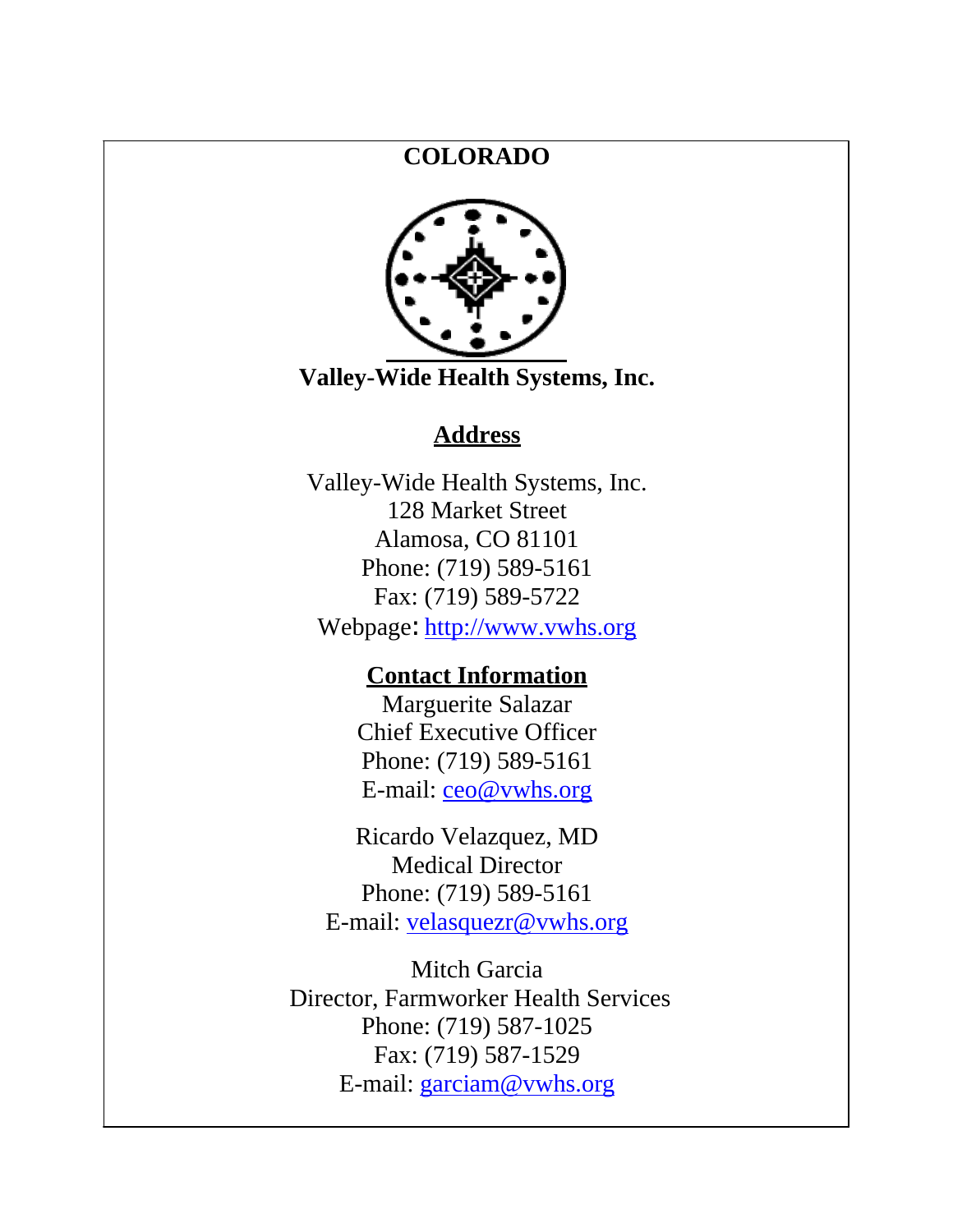# COLORADO

**Valley-Wide Health Systems, Inc.**

## Address

Valley-Wide Health Systems, Inc.
128 Market Street
Alamosa, CO 81101
Phone: (719) 589-5161
Fax: (719) 589-5722
Webpage: http://www.vwhs.org

## Contact Information

Marguerite Salazar
Chief Executive Officer
Phone: (719) 589-5161
E-mail: ceo@vwhs.org

Ricardo Velazquez, MD
Medical Director
Phone: (719) 589-5161
E-mail: velasquezr@vwhs.org

Mitch Garcia
Director, Farmworker Health Services
Phone: (719) 587-1025
Fax: (719) 587-1529
E-mail: garciam@vwhs.org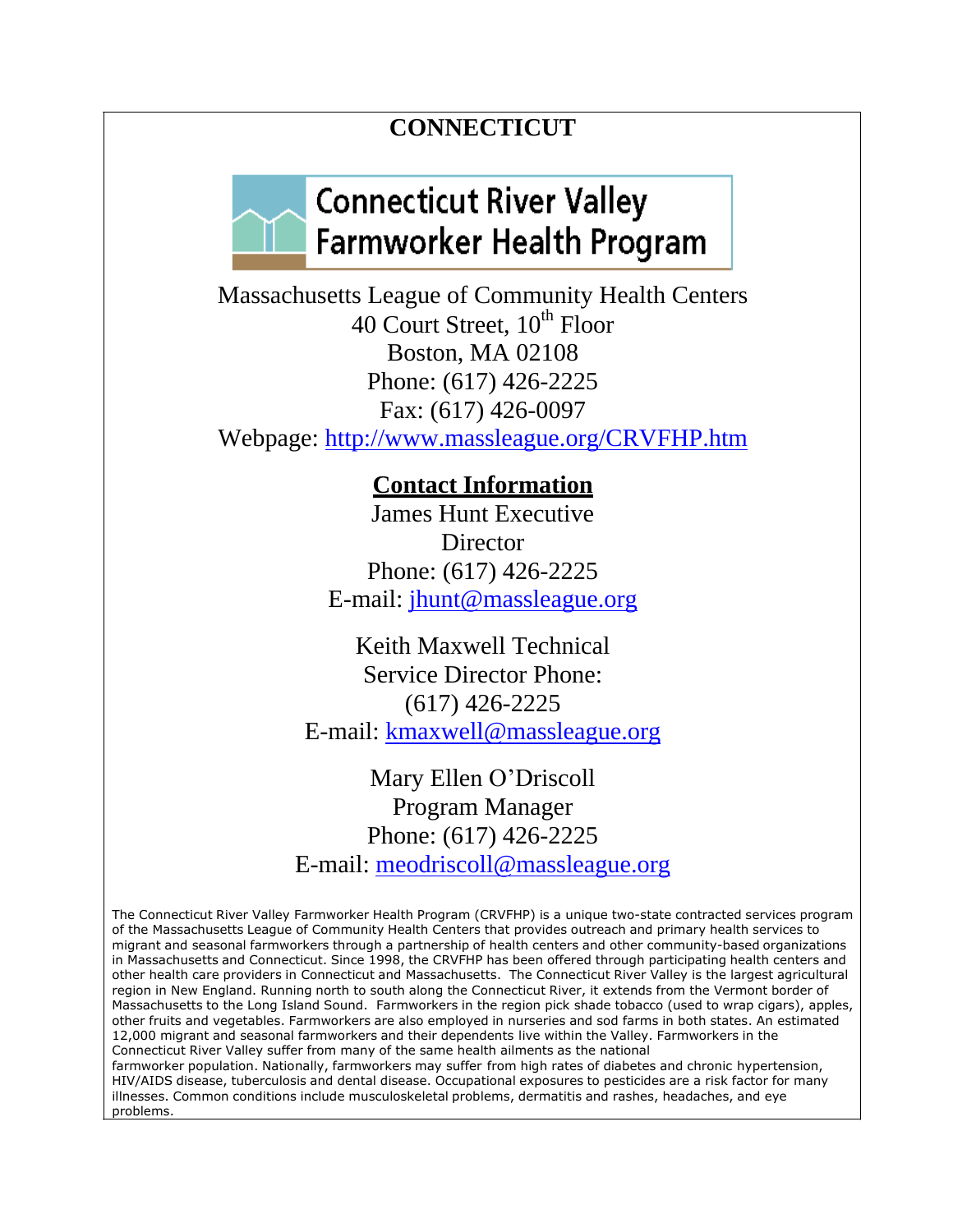# CONNECTICUT

## Connecticut River Valley Farmworker Health Program

Massachusetts League of Community Health Centers
40 Court Street, 10th Floor
Boston, MA 02108
Phone: (617) 426-2225
Fax: (617) 426-0097
Webpage: http://www.massleague.org/CRVFHP.htm

**Contact Information**

James Hunt Executive Director
Phone: (617) 426-2225
E-mail: jhunt@massleague.org

Keith Maxwell Technical Service Director Phone: (617) 426-2225
E-mail: kmaxwell@massleague.org

Mary Ellen O'Driscoll
Program Manager
Phone: (617) 426-2225
E-mail: meodriscoll@massleague.org

The Connecticut River Valley Farmworker Health Program (CRVFHP) is a unique two-state contracted services program of the Massachusetts League of Community Health Centers that provides outreach and primary health services to migrant and seasonal farmworkers through a partnership of health centers and other community-based organizations in Massachusetts and Connecticut. Since 1998, the CRVFHP has been offered through participating health centers and other health care providers in Connecticut and Massachusetts. The Connecticut River Valley is the largest agricultural region in New England. Running north to south along the Connecticut River, it extends from the Vermont border of Massachusetts to the Long Island Sound. Farmworkers in the region pick shade tobacco (used to wrap cigars), apples, other fruits and vegetables. Farmworkers are also employed in nurseries and sod farms in both states. An estimated 12,000 migrant and seasonal farmworkers and their dependents live within the Valley. Farmworkers in the Connecticut River Valley suffer from many of the same health ailments as the national farmworker population. Nationally, farmworkers may suffer from high rates of diabetes and chronic hypertension, HIV/AIDS disease, tuberculosis and dental disease. Occupational exposures to pesticides are a risk factor for many illnesses. Common conditions include musculoskeletal problems, dermatitis and rashes, headaches, and eye problems.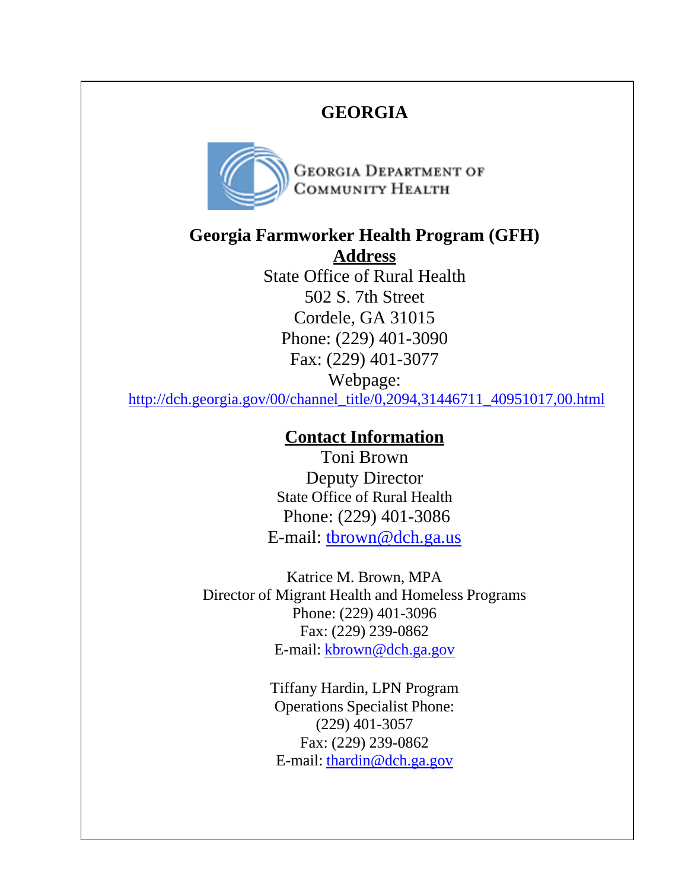# GEORGIA

GEORGIA DEPARTMENT OF COMMUNITY HEALTH

## Georgia Farmworker Health Program (GFH)

**Address**

State Office of Rural Health
502 S. 7th Street
Cordele, GA 31015
Phone: (229) 401-3090
Fax: (229) 401-3077
Webpage:
http://dch.georgia.gov/00/channel_title/0,2094,31446711_40951017,00.html

**Contact Information**

Toni Brown
Deputy Director
State Office of Rural Health
Phone: (229) 401-3086
E-mail: tbrown@dch.ga.us

Katrice M. Brown, MPA
Director of Migrant Health and Homeless Programs
Phone: (229) 401-3096
Fax: (229) 239-0862
E-mail: kbrown@dch.ga.gov

Tiffany Hardin, LPN Program
Operations Specialist Phone:
(229) 401-3057
Fax: (229) 239-0862
E-mail: thardin@dch.ga.gov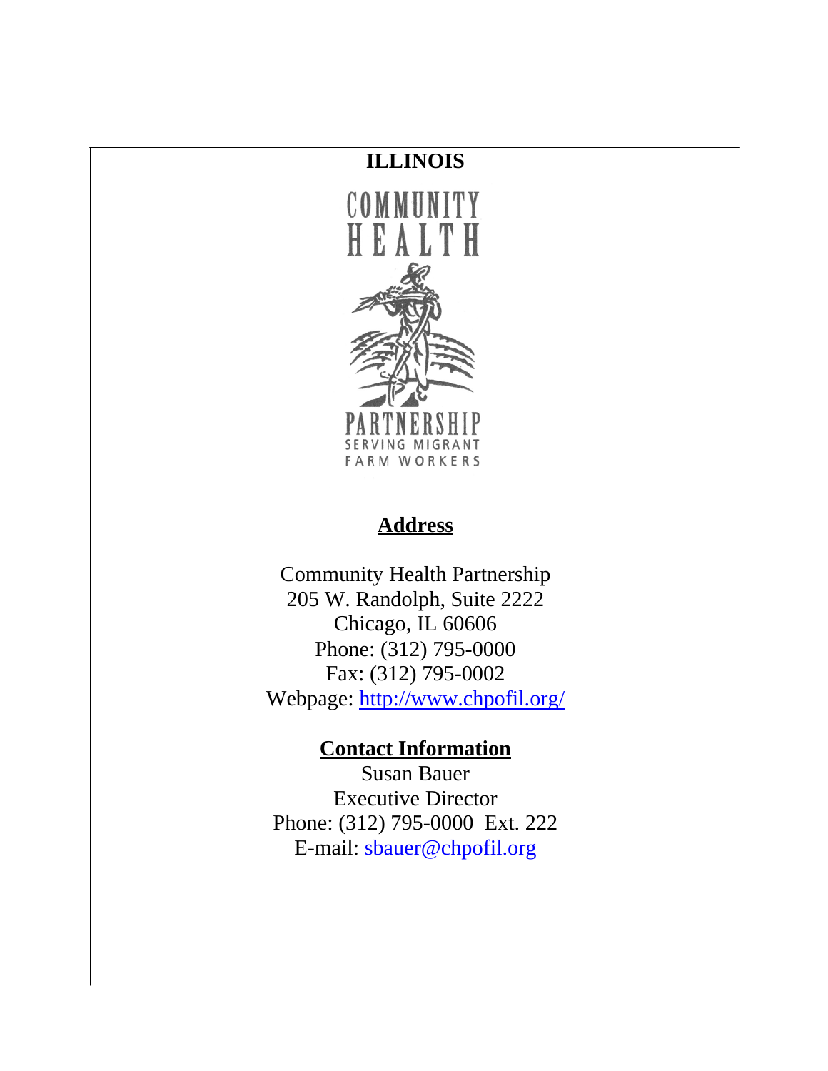# ILLINOIS

COMMUNITY HEALTH PARTNERSHIP
SERVING MIGRANT FARM WORKERS

## Address

Community Health Partnership
205 W. Randolph, Suite 2222
Chicago, IL 60606
Phone: (312) 795-0000
Fax: (312) 795-0002
Webpage: http://www.chpofil.org/

## Contact Information

Susan Bauer
Executive Director
Phone: (312) 795-0000 Ext. 222
E-mail: sbauer@chpofil.org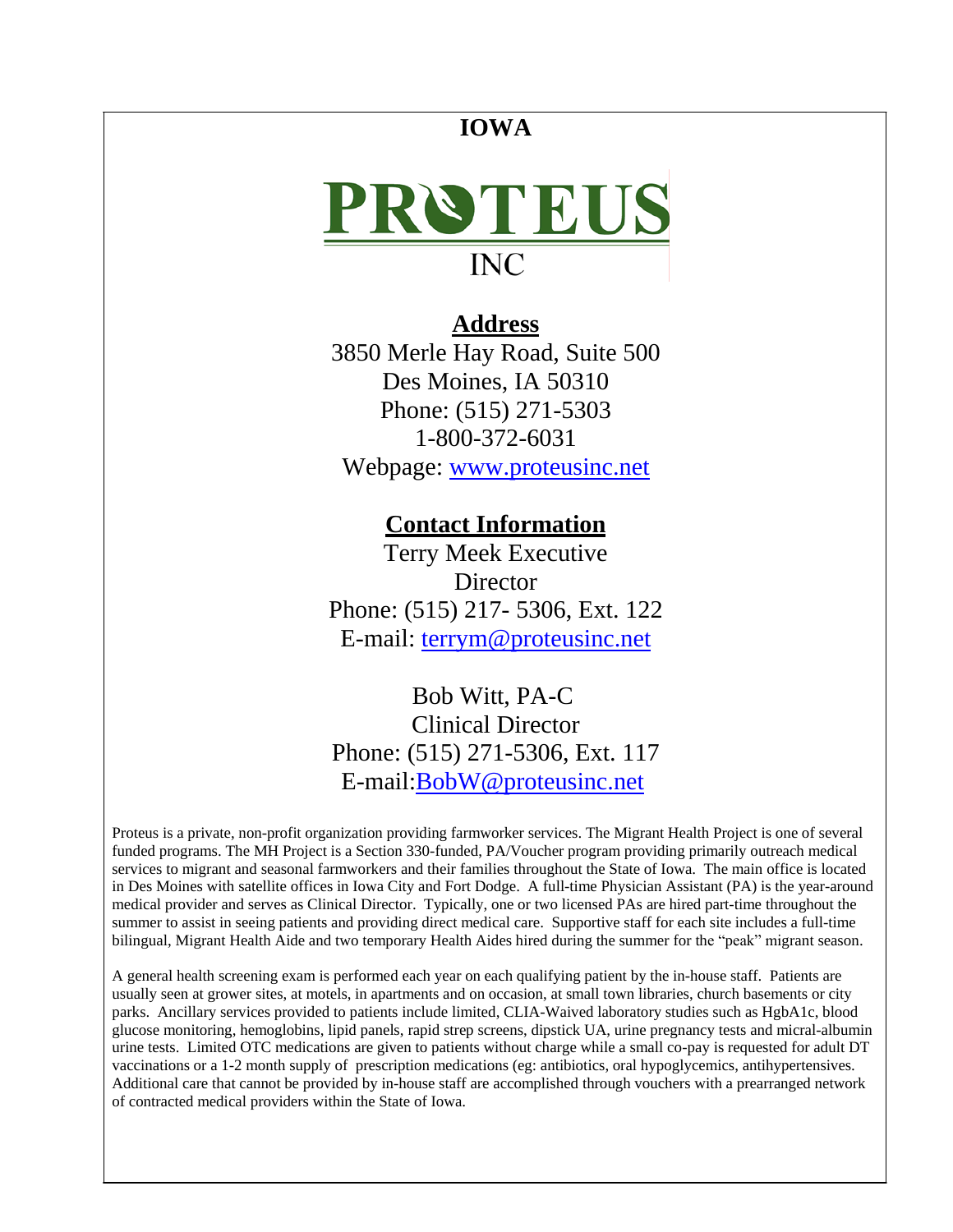# IOWA

PROTEUS

INC

**Address**

3850 Merle Hay Road, Suite 500
Des Moines, IA 50310
Phone: (515) 271-5303
1-800-372-6031
Webpage: www.proteusinc.net

**Contact Information**

Terry Meek Executive Director
Phone: (515) 217- 5306, Ext. 122
E-mail: terrym@proteusinc.net

Bob Witt, PA-C
Clinical Director
Phone: (515) 271-5306, Ext. 117
E-mail:BobW@proteusinc.net

Proteus is a private, non-profit organization providing farmworker services. The Migrant Health Project is one of several funded programs. The MH Project is a Section 330-funded, PA/Voucher program providing primarily outreach medical services to migrant and seasonal farmworkers and their families throughout the State of Iowa. The main office is located in Des Moines with satellite offices in Iowa City and Fort Dodge. A full-time Physician Assistant (PA) is the year-around medical provider and serves as Clinical Director. Typically, one or two licensed PAs are hired part-time throughout the summer to assist in seeing patients and providing direct medical care. Supportive staff for each site includes a full-time bilingual, Migrant Health Aide and two temporary Health Aides hired during the summer for the "peak" migrant season.

A general health screening exam is performed each year on each qualifying patient by the in-house staff. Patients are usually seen at grower sites, at motels, in apartments and on occasion, at small town libraries, church basements or city parks. Ancillary services provided to patients include limited, CLIA-Waived laboratory studies such as HgbA1c, blood glucose monitoring, hemoglobins, lipid panels, rapid strep screens, dipstick UA, urine pregnancy tests and mical-albumin urine tests. Limited OTC medications are given to patients without charge while a small co-pay is requested for adult DT vaccinations or a 1-2 month supply of prescription medications (eg: antibiotics, oral hypoglycemics, antihypertensives. Additional care that cannot be provided by in-house staff are accomplished through vouchers with a prearranged network of contracted medical providers within the State of Iowa.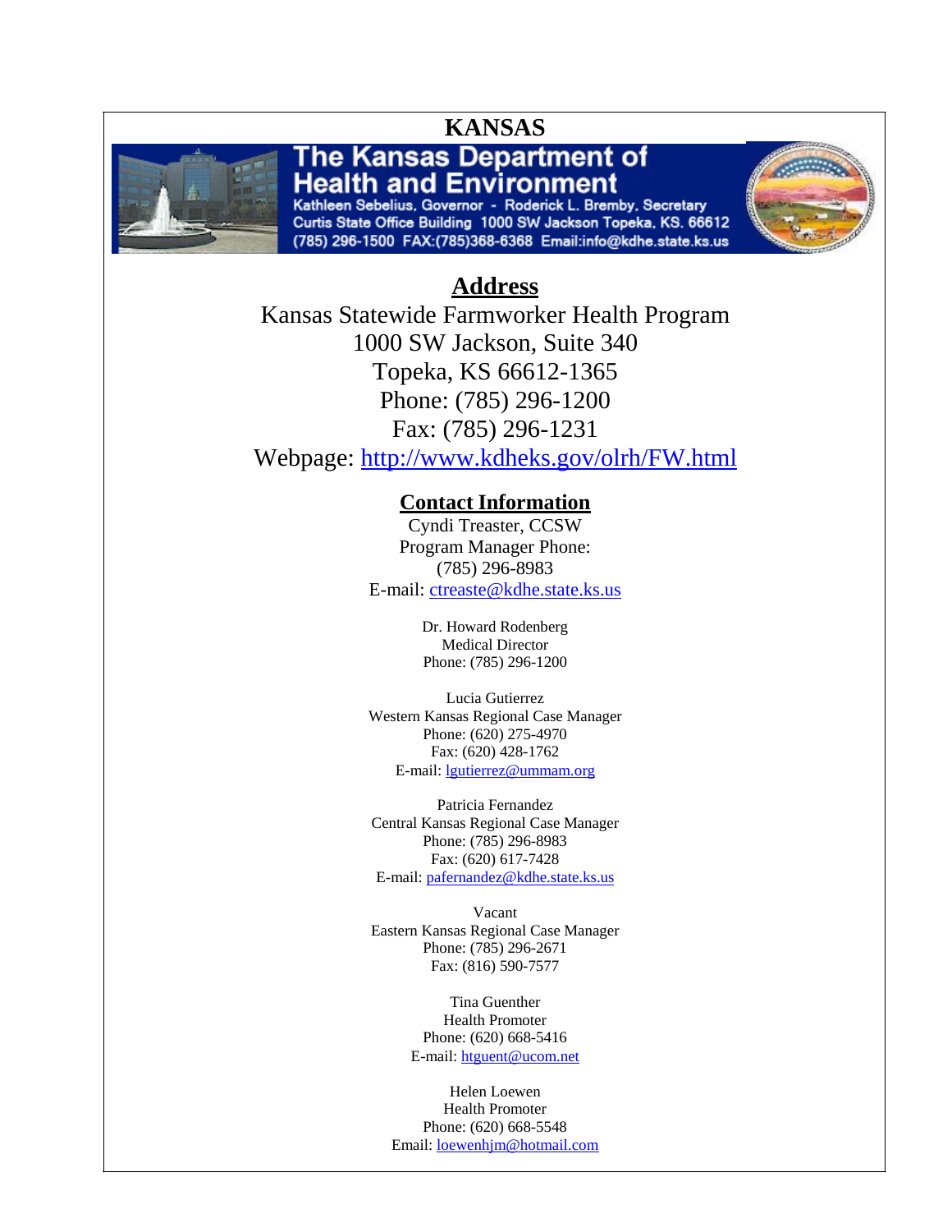# KANSAS

The Kansas Department of Health and Environment
Kathleen Sebelius, Governor - Roderick L. Bremby, Secretary
Curtis State Office Building 1000 SW Jackson Topeka, KS. 66612
(785) 296-1500 FAX:(785)368-6368 Email:info@kdhe.state.ks.us

## Address

Kansas Statewide Farmworker Health Program
1000 SW Jackson, Suite 340
Topeka, KS 66612-1365
Phone: (785) 296-1200
Fax: (785) 296-1231
Webpage: http://www.kdheks.gov/olrh/FW.html

## Contact Information

Cyndi Treaster, CCSW
Program Manager Phone:
(785) 296-8983
E-mail: ctreaste@kdhe.state.ks.us

Dr. Howard Rodenberg
Medical Director
Phone: (785) 296-1200

Lucia Gutierrez
Western Kansas Regional Case Manager
Phone: (620) 275-4970
Fax: (620) 428-1762
E-mail: lgutierrez@ummam.org

Patricia Fernandez
Central Kansas Regional Case Manager
Phone: (785) 296-8983
Fax: (620) 617-7428
E-mail: pafernandez@kdhe.state.ks.us

Vacant
Eastern Kansas Regional Case Manager
Phone: (785) 296-2671
Fax: (816) 590-7577

Tina Guenther
Health Promoter
Phone: (620) 668-5416
E-mail: htguent@ucom.net

Helen Loewen
Health Promoter
Phone: (620) 668-5548
Email: loewenhjm@hotmail.com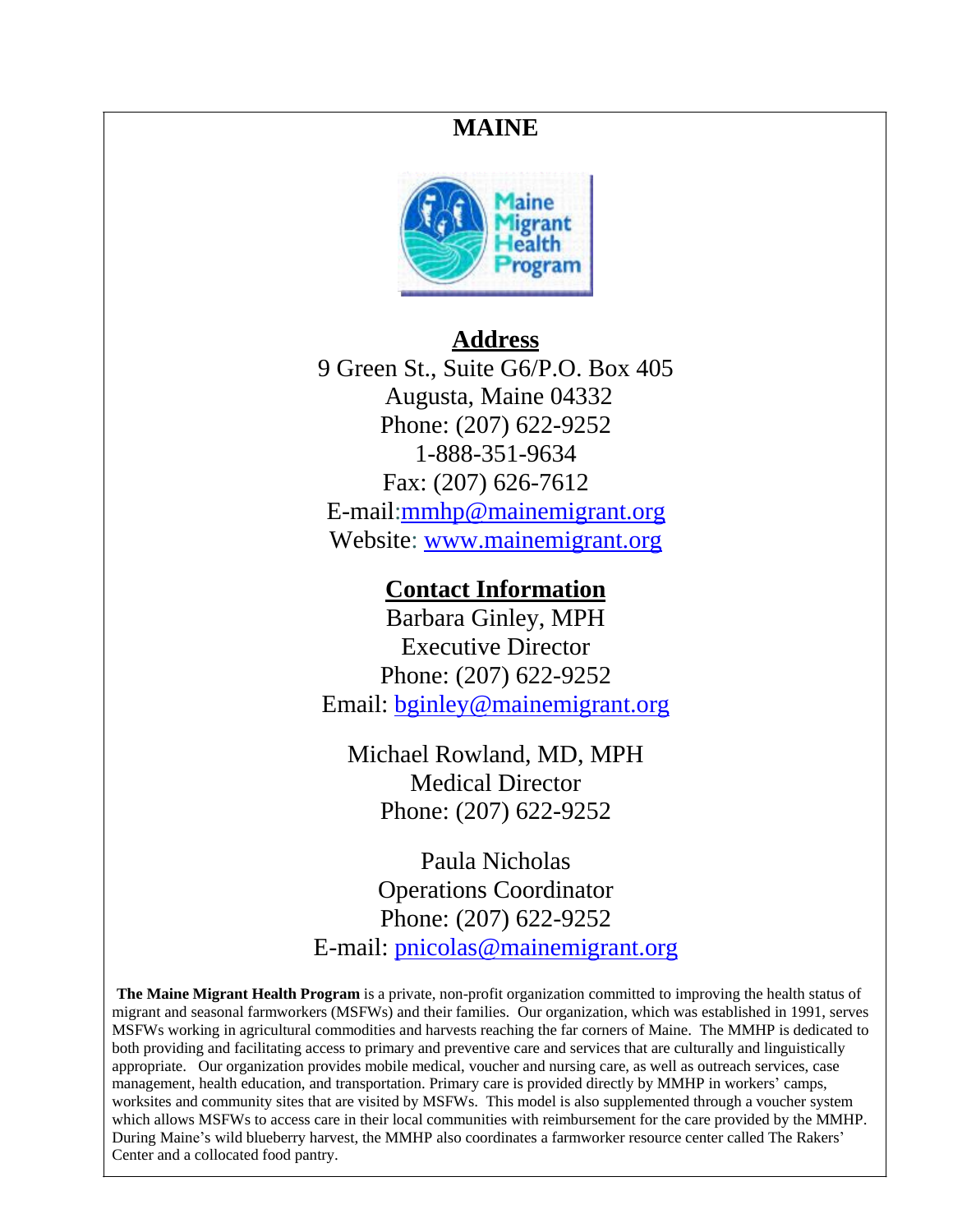# MAINE

Maine Migrant Health Program

## Address

9 Green St., Suite G6/P.O. Box 405
Augusta, Maine 04332
Phone: (207) 622-9252
1-888-351-9634
Fax: (207) 626-7612
E-mail:mmhp@mainemigrant.org
Website: www.mainemigrant.org

## Contact Information

Barbara Ginley, MPH
Executive Director
Phone: (207) 622-9252
Email: bginley@mainemigrant.org

Michael Rowland, MD, MPH
Medical Director
Phone: (207) 622-9252

Paula Nicholas
Operations Coordinator
Phone: (207) 622-9252
E-mail: pnicolas@mainemigrant.org

**The Maine Migrant Health Program** is a private, non-profit organization committed to improving the health status of migrant and seasonal farmworkers (MSFWs) and their families. Our organization, which was established in 1991, serves MSFWs working in agricultural commodities and harvests reaching the far corners of Maine. The MMHP is dedicated to both providing and facilitating access to primary and preventive care and services that are culturally and linguistically appropriate. Our organization provides mobile medical, voucher and nursing care, as well as outreach services, case management, health education, and transportation. Primary care is provided directly by MMHP in workers' camps, worksites and community sites that are visited by MSFWs. This model is also supplemented through a voucher system which allows MSFWs to access care in their local communities with reimbursement for the care provided by the MMHP. During Maine's wild blueberry harvest, the MMHP also coordinates a farmworker resource center called The Rakers' Center and a collocated food pantry.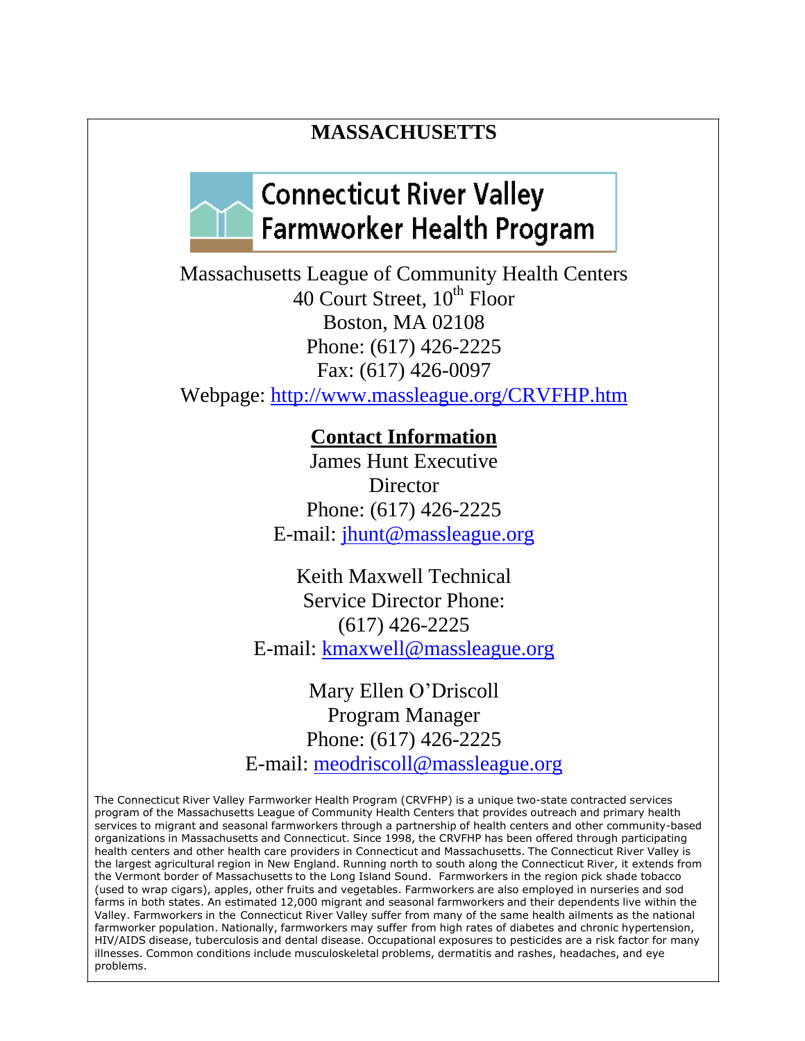# MASSACHUSETTS

## Connecticut River Valley Farmworker Health Program

Massachusetts League of Community Health Centers
40 Court Street, 10th Floor
Boston, MA 02108
Phone: (617) 426-2225
Fax: (617) 426-0097
Webpage: http://www.massleague.org/CRVFHP.htm

**Contact Information**

James Hunt Executive Director
Phone: (617) 426-2225
E-mail: jhunt@massleague.org

Keith Maxwell Technical Service Director Phone: (617) 426-2225
E-mail: kmaxwell@massleague.org

Mary Ellen O'Driscoll
Program Manager
Phone: (617) 426-2225
E-mail: meodriscoll@massleague.org

The Connecticut River Valley Farmworker Health Program (CRVFHP) is a unique two-state contracted services program of the Massachusetts League of Community Health Centers that provides outreach and primary health services to migrant and seasonal farmworkers through a partnership of health centers and other community-based organizations in Massachusetts and Connecticut. Since 1998, the CRVFHP has been offered through participating health centers and other health care providers in Connecticut and Massachusetts. The Connecticut River Valley is the largest agricultural region in New England. Running north to south along the Connecticut River, it extends from the Vermont border of Massachusetts to the Long Island Sound. Farmworkers in the region pick shade tobacco (used to wrap cigars), apples, other fruits and vegetables. Farmworkers are also employed in nurseries and sod farms in both states. An estimated 12,000 migrant and seasonal farmworkers and their dependents live within the Valley. Farmworkers in the Connecticut River Valley suffer from many of the same health ailments as the national farmworker population. Nationally, farmworkers may suffer from high rates of diabetes and chronic hypertension, HIV/AIDS disease, tuberculosis and dental disease. Occupational exposures to pesticides are a risk factor for many illnesses. Common conditions include musculoskeletal problems, dermatitis and rashes, headaches, and eye problems.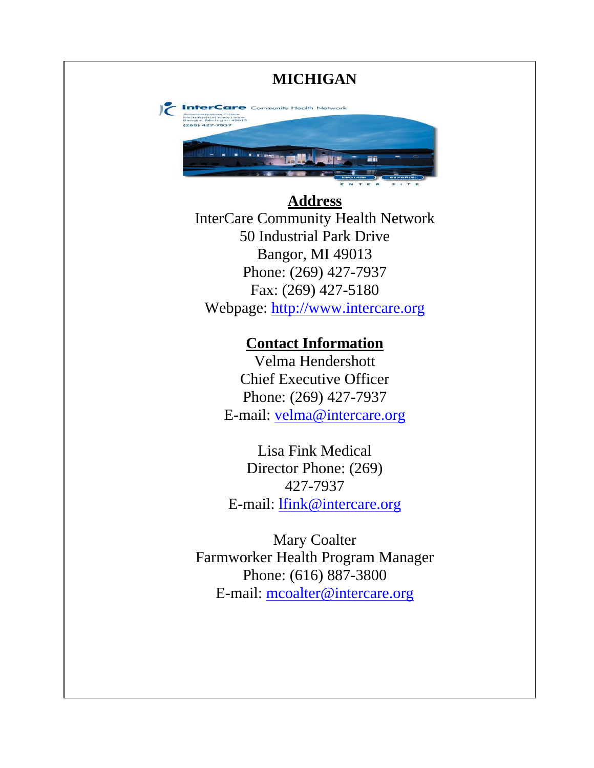# MICHIGAN

## Address

InterCare Community Health Network
50 Industrial Park Drive
Bangor, MI 49013
Phone: (269) 427-7937
Fax: (269) 427-5180
Webpage: http://www.intercare.org

## Contact Information

Velma Hendershott
Chief Executive Officer
Phone: (269) 427-7937
E-mail: velma@intercare.org

Lisa Fink Medical
Director Phone: (269)
427-7937
E-mail: lfink@intercare.org

Mary Coalter
Farmworker Health Program Manager
Phone: (616) 887-3800
E-mail: mcoalter@intercare.org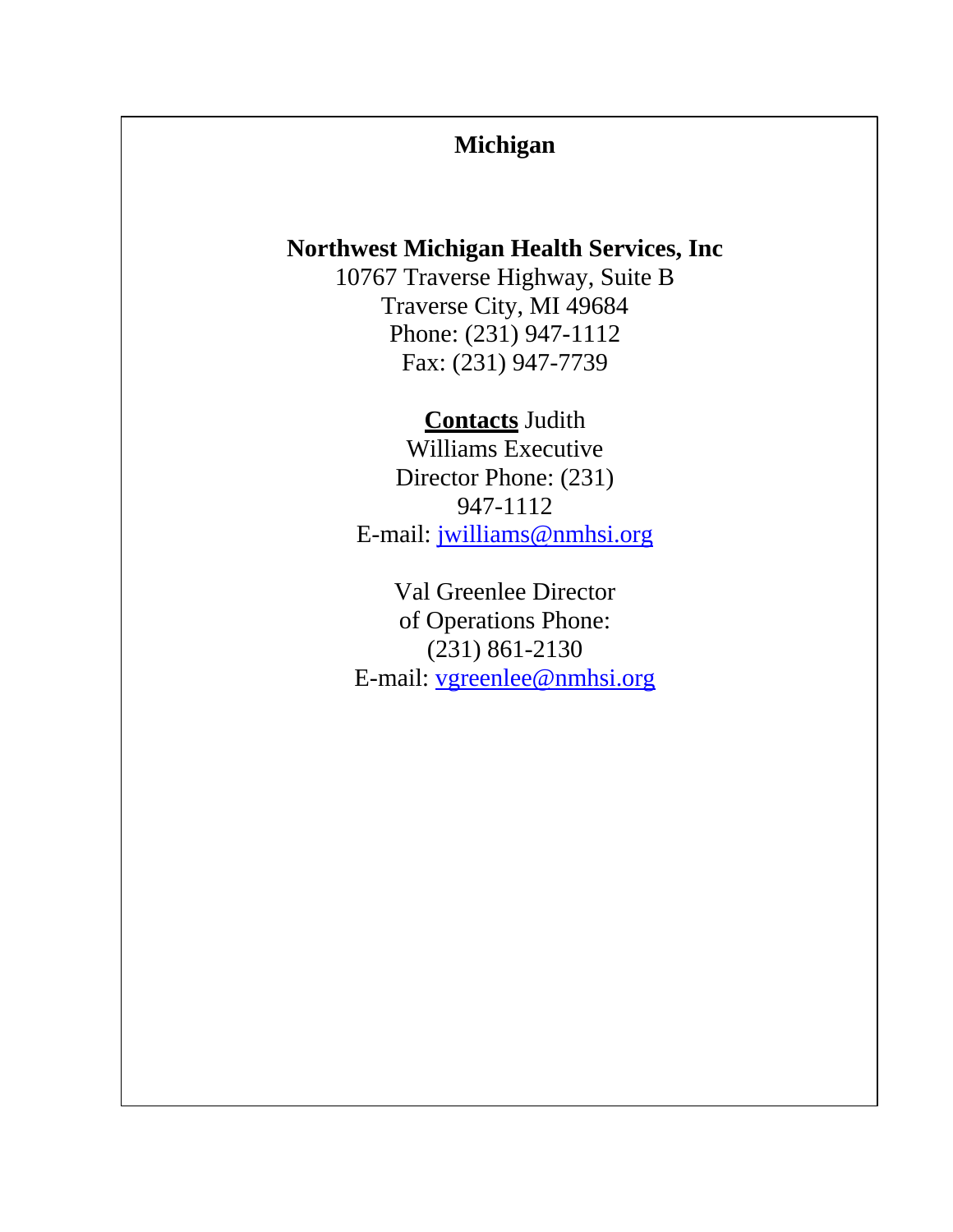## Michigan

**Northwest Michigan Health Services, Inc**
10767 Traverse Highway, Suite B
Traverse City, MI 49684
Phone: (231) 947-1112
Fax: (231) 947-7739

**Contacts** Judith Williams Executive Director Phone: (231) 947-1112
E-mail: jwilliams@nmhsi.org

Val Greenlee Director of Operations Phone: (231) 861-2130
E-mail: vgreenlee@nmhsi.org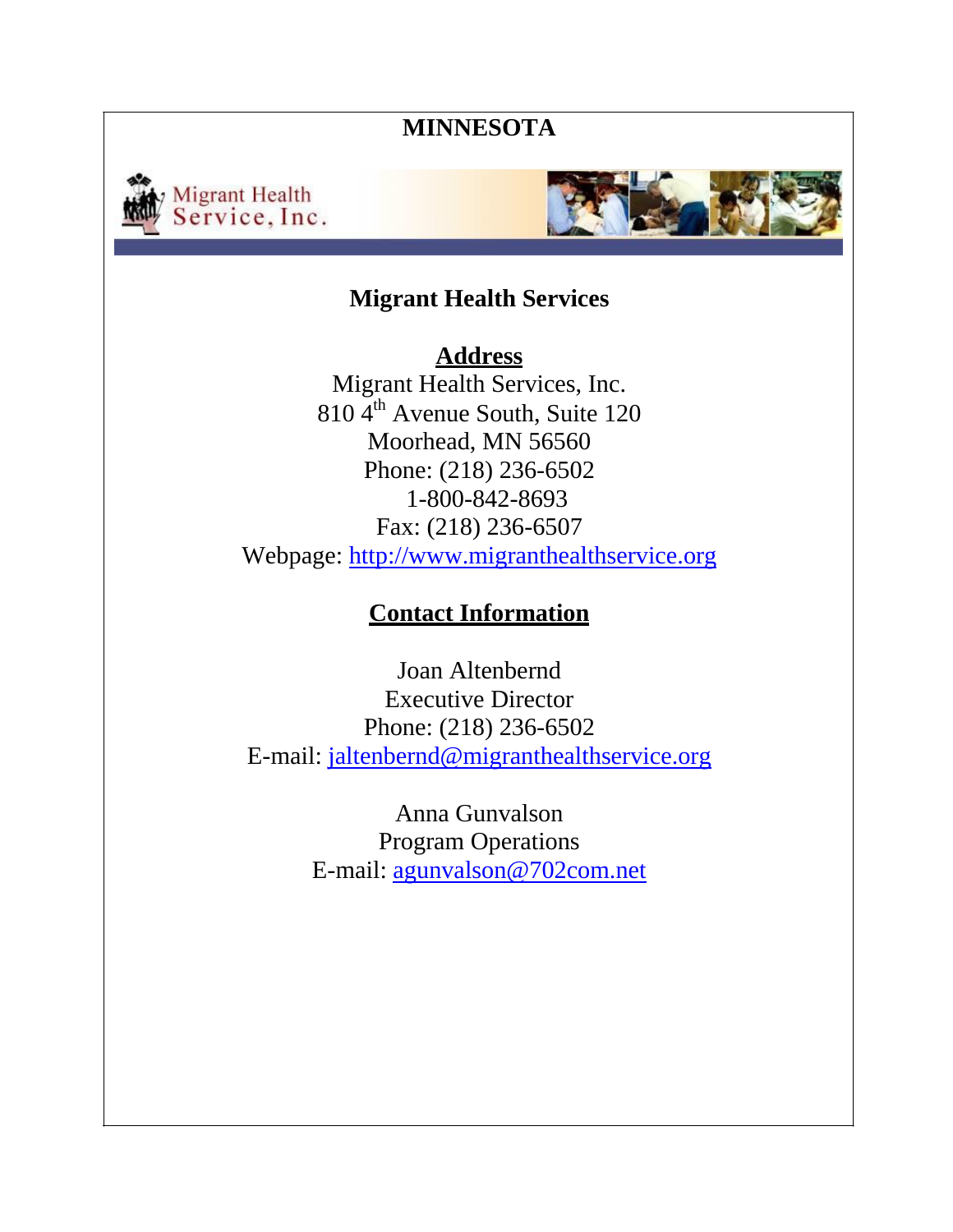# MINNESOTA

## Migrant Health Services

**Address**

Migrant Health Services, Inc.
810 4th Avenue South, Suite 120
Moorhead, MN 56560
Phone: (218) 236-6502
1-800-842-8693
Fax: (218) 236-6507
Webpage: http://www.migranthealthservice.org

**Contact Information**

Joan Altenbernd
Executive Director
Phone: (218) 236-6502
E-mail: jaltenbernd@migranthealthservice.org

Anna Gunvalson
Program Operations
E-mail: agunvalson@702com.net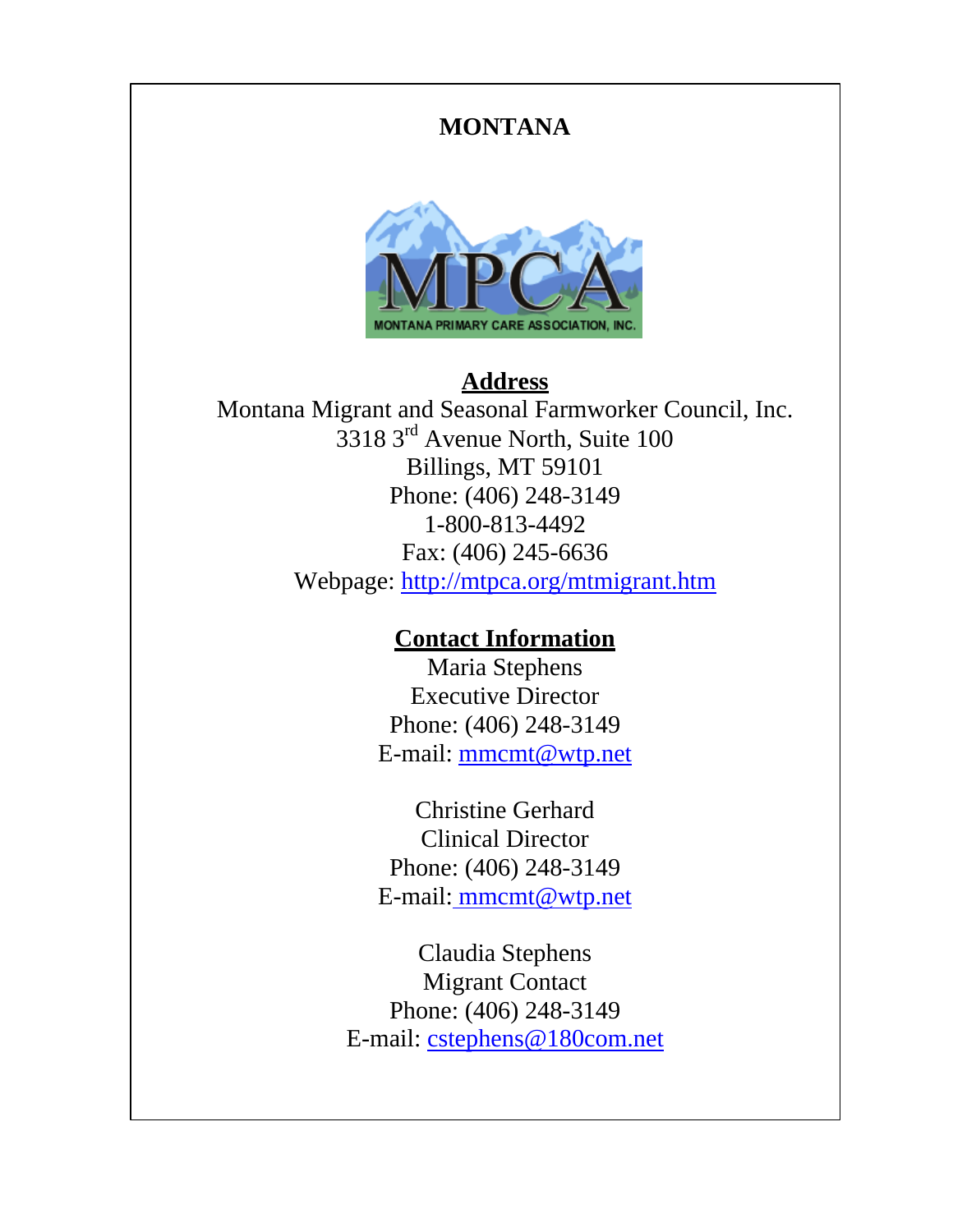# MONTANA

MPCA

MONTANA PRIMARY CARE ASSOCIATION, INC.

**Address**

Montana Migrant and Seasonal Farmworker Council, Inc.
3318 3rd Avenue North, Suite 100
Billings, MT 59101
Phone: (406) 248-3149
1-800-813-4492
Fax: (406) 245-6636
Webpage: http://mtpca.org/mtmigrant.htm

**Contact Information**

Maria Stephens
Executive Director
Phone: (406) 248-3149
E-mail: mmcmt@wtp.net

Christine Gerhard
Clinical Director
Phone: (406) 248-3149
E-mail: mmcmt@wtp.net

Claudia Stephens
Migrant Contact
Phone: (406) 248-3149
E-mail: cstephens@180com.net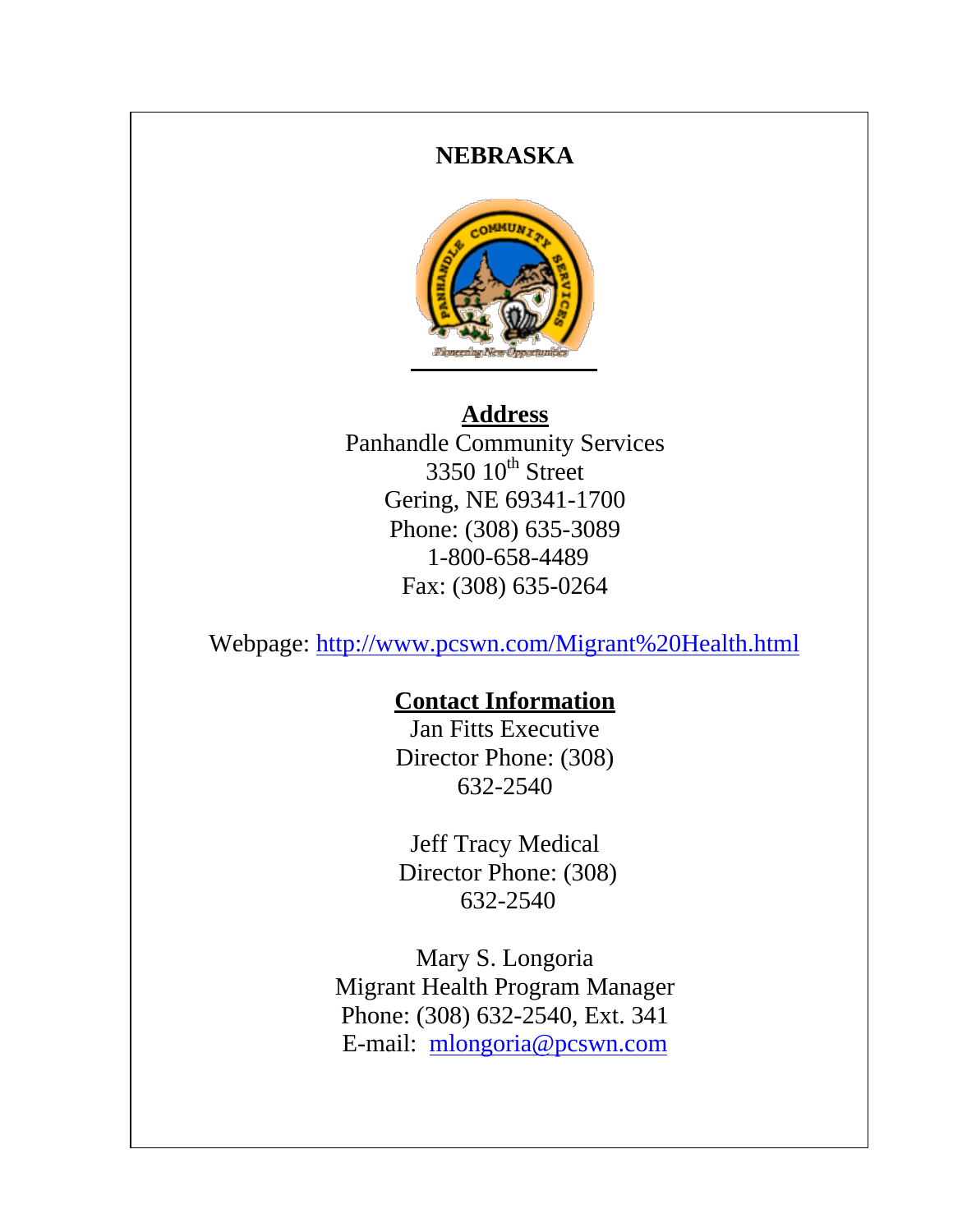# NEBRASKA

## Address

Panhandle Community Services
3350 10th Street
Gering, NE 69341-1700
Phone: (308) 635-3089
1-800-658-4489
Fax: (308) 635-0264

Webpage: http://www.pcswn.com/Migrant%20Health.html

## Contact Information

Jan Fitts Executive
Director Phone: (308)
632-2540

Jeff Tracy Medical
Director Phone: (308)
632-2540

Mary S. Longoria
Migrant Health Program Manager
Phone: (308) 632-2540, Ext. 341
E-mail: mlongoria@pcswn.com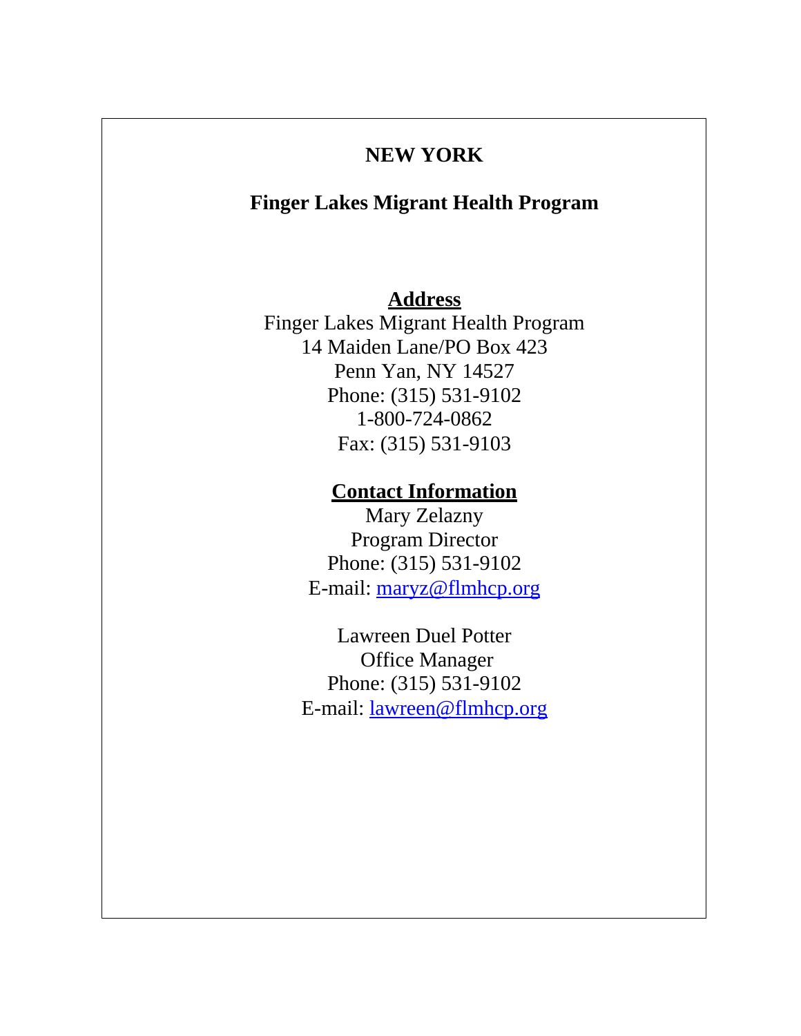# NEW YORK

## Finger Lakes Migrant Health Program

### Address

Finger Lakes Migrant Health Program
14 Maiden Lane/PO Box 423
Penn Yan, NY 14527
Phone: (315) 531-9102
1-800-724-0862
Fax: (315) 531-9103

### Contact Information

Mary Zelazny
Program Director
Phone: (315) 531-9102
E-mail: maryz@flmhcp.org

Lawreen Duel Potter
Office Manager
Phone: (315) 531-9102
E-mail: lawreen@flmhcp.org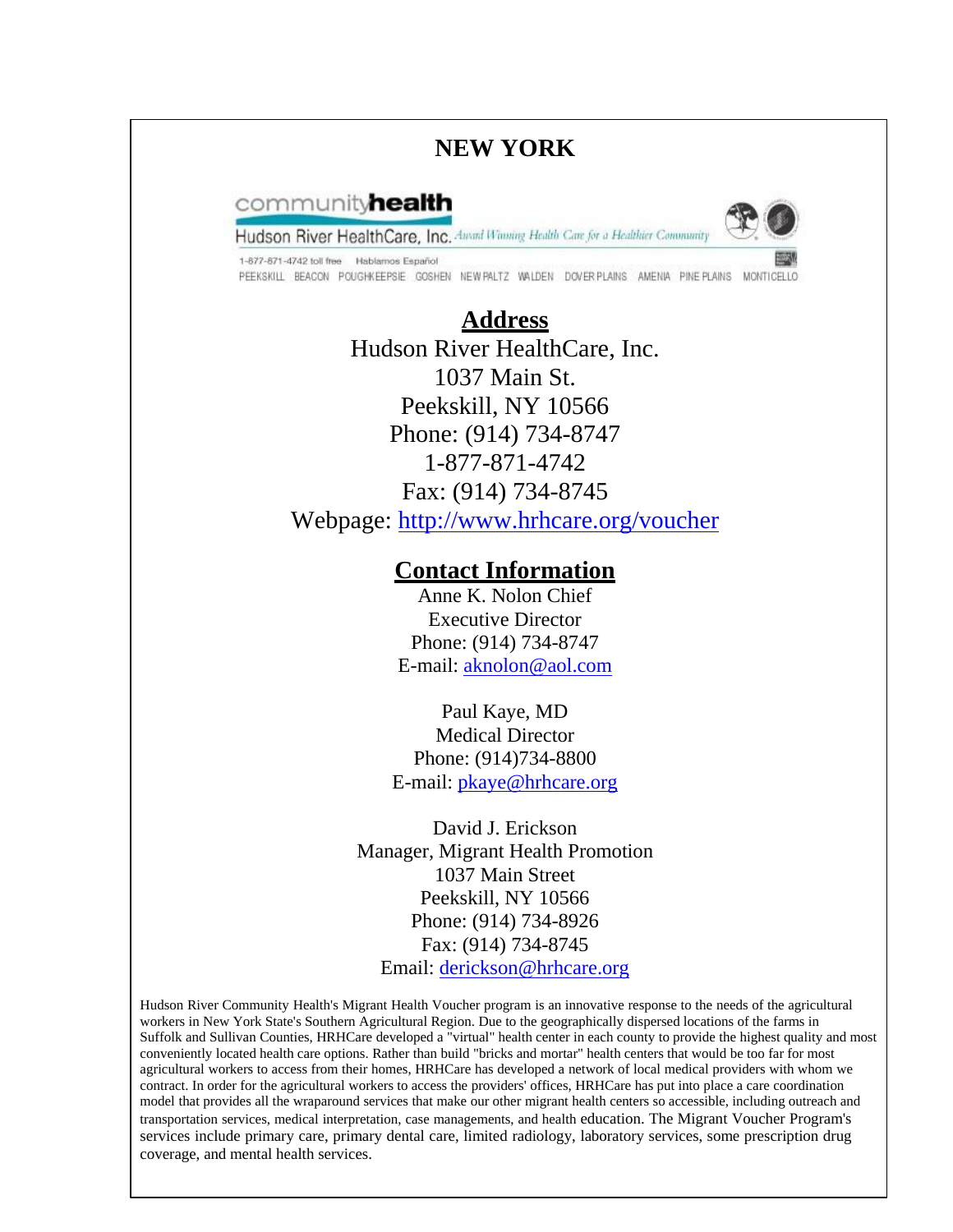# NEW YORK

communityhealth
Hudson River HealthCare, Inc. Award Winning Health Care for a Healthier Community
1-877-871-4742 toll free Hablamos Español
PEEKSKILL BEACON POUGHKEEPSIE GOSHEN NEW PALTZ WALDEN DOVER PLAINS AMENIA PINE PLAINS MONTICELLO

## Address

Hudson River HealthCare, Inc.
1037 Main St.
Peekskill, NY 10566
Phone: (914) 734-8747
1-877-871-4742
Fax: (914) 734-8745
Webpage: http://www.hrhcare.org/voucher

## Contact Information

Anne K. Nolon Chief
Executive Director
Phone: (914) 734-8747
E-mail: aknolon@aol.com

Paul Kaye, MD
Medical Director
Phone: (914)734-8800
E-mail: pkaye@hrhcare.org

David J. Erickson
Manager, Migrant Health Promotion
1037 Main Street
Peekskill, NY 10566
Phone: (914) 734-8926
Fax: (914) 734-8745
Email: derickson@hrhcare.org

Hudson River Community Health's Migrant Health Voucher program is an innovative response to the needs of the agricultural workers in New York State's Southern Agricultural Region. Due to the geographically dispersed locations of the farms in Suffolk and Sullivan Counties, HRHCare developed a "virtual" health center in each county to provide the highest quality and most conveniently located health care options. Rather than build "bricks and mortar" health centers that would be too far for most agricultural workers to access from their homes, HRHCare has developed a network of local medical providers with whom we contract. In order for the agricultural workers to access the providers' offices, HRHCare has put into place a care coordination model that provides all the wraparound services that make our other migrant health centers so accessible, including outreach and transportation services, medical interpretation, case managements, and health education. The Migrant Voucher Program's services include primary care, primary dental care, limited radiology, laboratory services, some prescription drug coverage, and mental health services.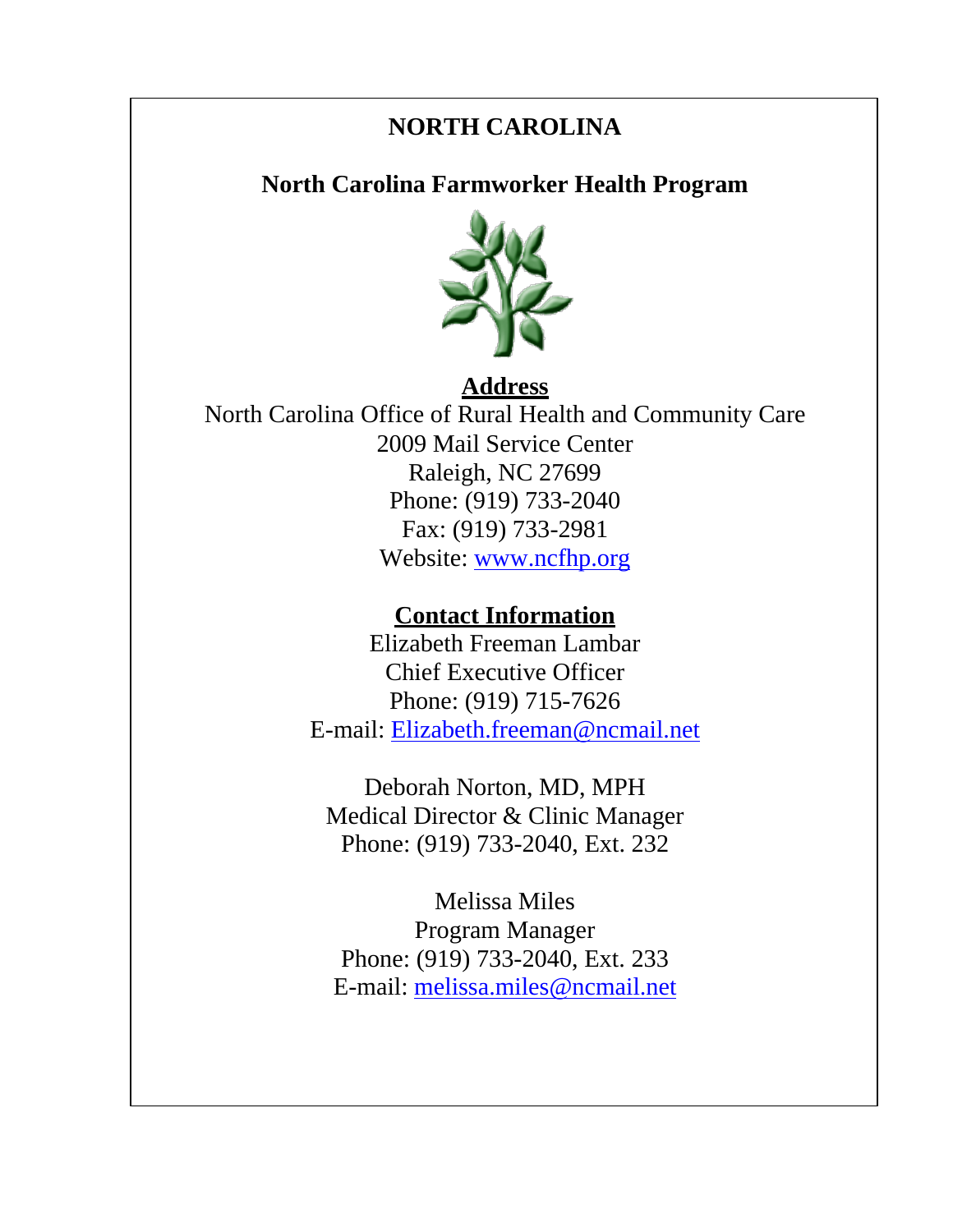# NORTH CAROLINA

## North Carolina Farmworker Health Program

**Address**

North Carolina Office of Rural Health and Community Care
2009 Mail Service Center
Raleigh, NC 27699
Phone: (919) 733-2040
Fax: (919) 733-2981
Website: www.ncfhp.org

**Contact Information**

Elizabeth Freeman Lambar
Chief Executive Officer
Phone: (919) 715-7626
E-mail: Elizabeth.freeman@ncmail.net

Deborah Norton, MD, MPH
Medical Director & Clinic Manager
Phone: (919) 733-2040, Ext. 232

Melissa Miles
Program Manager
Phone: (919) 733-2040, Ext. 233
E-mail: melissa.miles@ncmail.net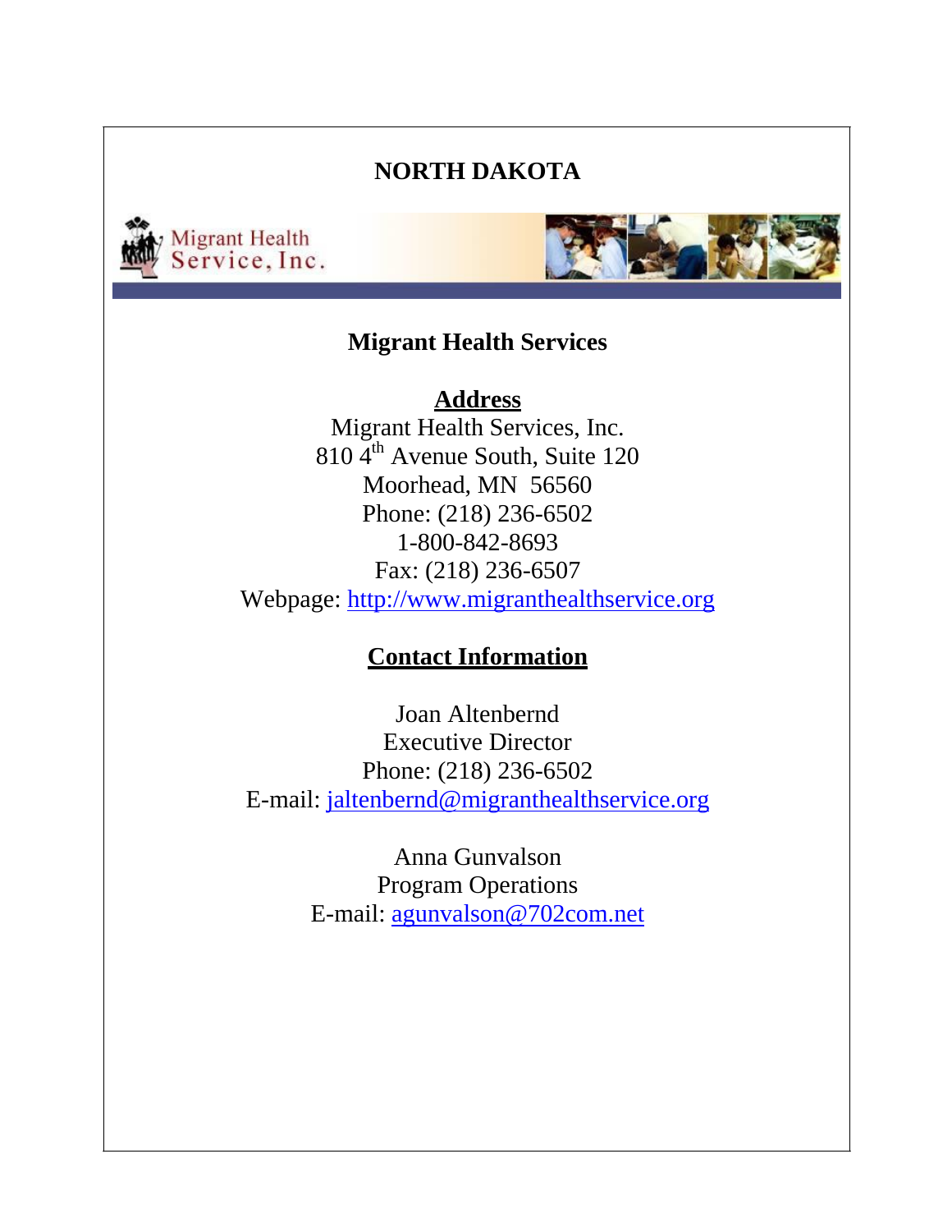# NORTH DAKOTA

Migrant Health Service, Inc.

## Migrant Health Services

**Address**

Migrant Health Services, Inc.
810 4th Avenue South, Suite 120
Moorhead, MN 56560
Phone: (218) 236-6502
1-800-842-8693
Fax: (218) 236-6507
Webpage: http://www.migranthealthservice.org

**Contact Information**

Joan Altenbernd
Executive Director
Phone: (218) 236-6502
E-mail: jaltenbernd@migranthealthservice.org

Anna Gunvalson
Program Operations
E-mail: agunvalson@702com.net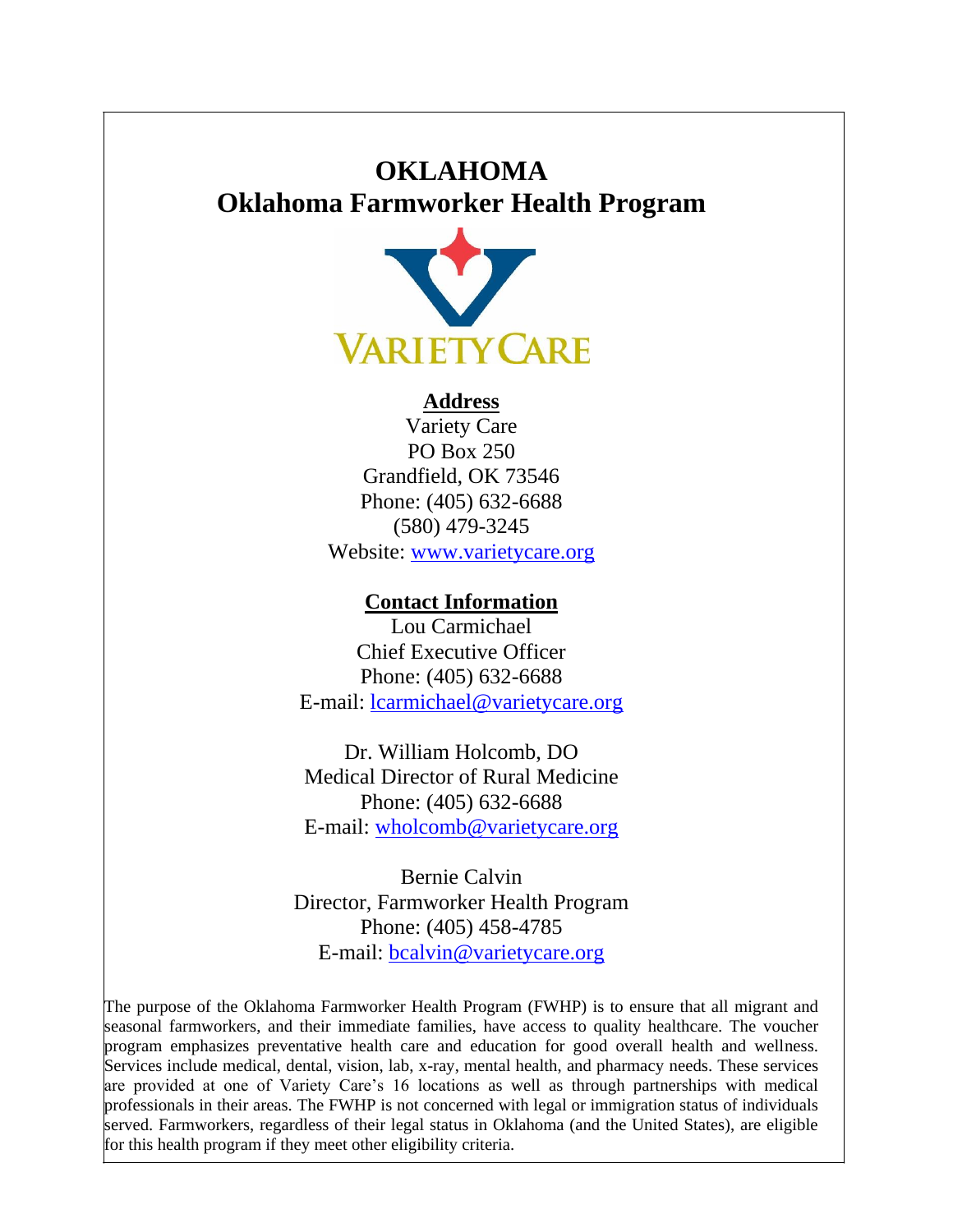# OKLAHOMA
# Oklahoma Farmworker Health Program

VARIETY CARE

**Address**

Variety Care
PO Box 250
Grandfield, OK 73546
Phone: (405) 632-6688
(580) 479-3245
Website: www.varietycare.org

**Contact Information**

Lou Carmichael
Chief Executive Officer
Phone: (405) 632-6688
E-mail: lcarmichael@varietycare.org

Dr. William Holcomb, DO
Medical Director of Rural Medicine
Phone: (405) 632-6688
E-mail: wholcomb@varietycare.org

Bernie Calvin
Director, Farmworker Health Program
Phone: (405) 458-4785
E-mail: bcalvin@varietycare.org

The purpose of the Oklahoma Farmworker Health Program (FWHP) is to ensure that all migrant and seasonal farmworkers, and their immediate families, have access to quality healthcare. The voucher program emphasizes preventative health care and education for good overall health and wellness. Services include medical, dental, vision, lab, x-ray, mental health, and pharmacy needs. These services are provided at one of Variety Care's 16 locations as well as through partnerships with medical professionals in their areas. The FWHP is not concerned with legal or immigration status of individuals served. Farmworkers, regardless of their legal status in Oklahoma (and the United States), are eligible for this health program if they meet other eligibility criteria.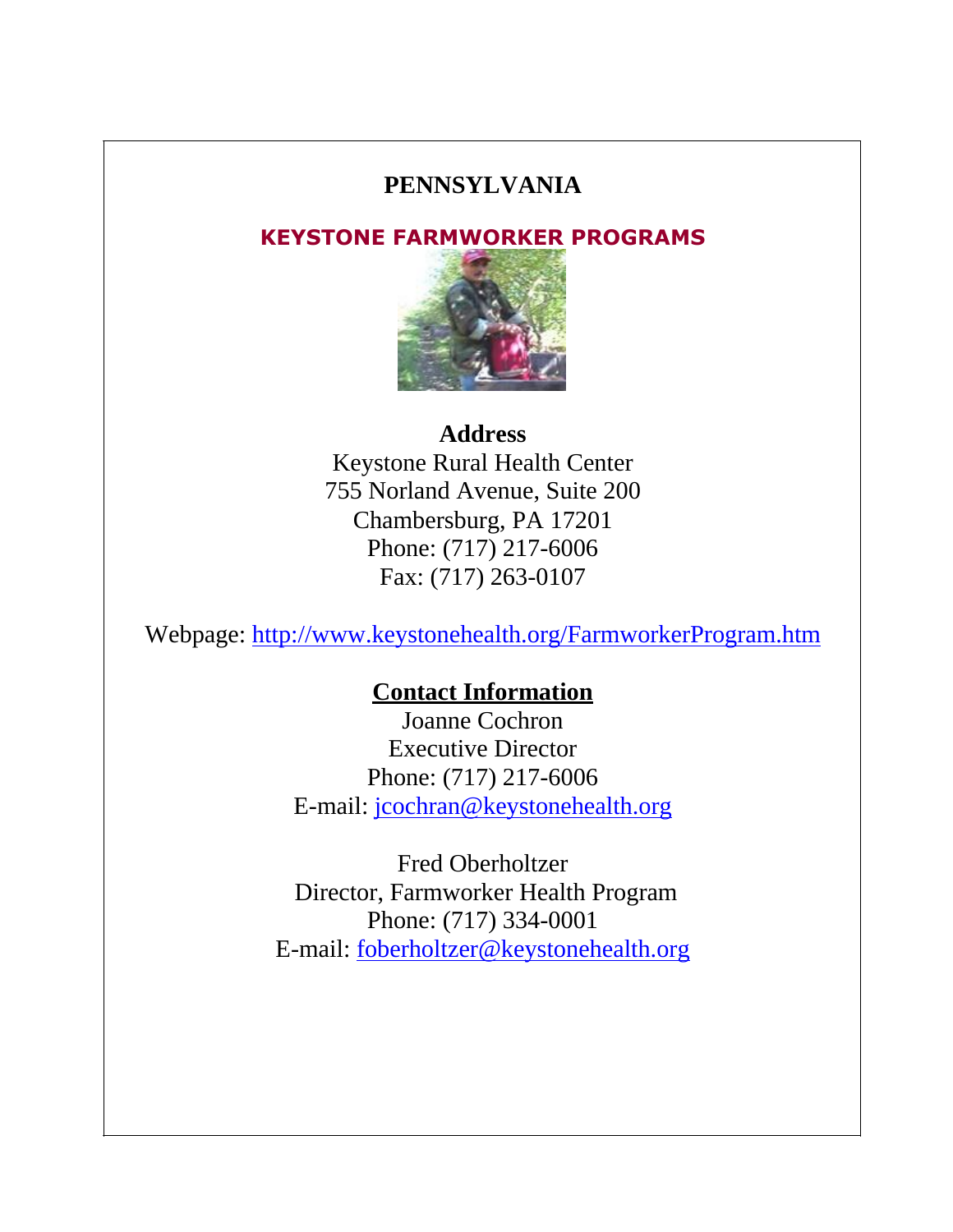# PENNSYLVANIA

## KEYSTONE FARMWORKER PROGRAMS

**Address**

Keystone Rural Health Center
755 Norland Avenue, Suite 200
Chambersburg, PA 17201
Phone: (717) 217-6006
Fax: (717) 263-0107

Webpage: http://www.keystonehealth.org/FarmworkerProgram.htm

**Contact Information**

Joanne Cochron
Executive Director
Phone: (717) 217-6006
E-mail: jcochran@keystonehealth.org

Fred Oberholtzer
Director, Farmworker Health Program
Phone: (717) 334-0001
E-mail: foberholtzer@keystonehealth.org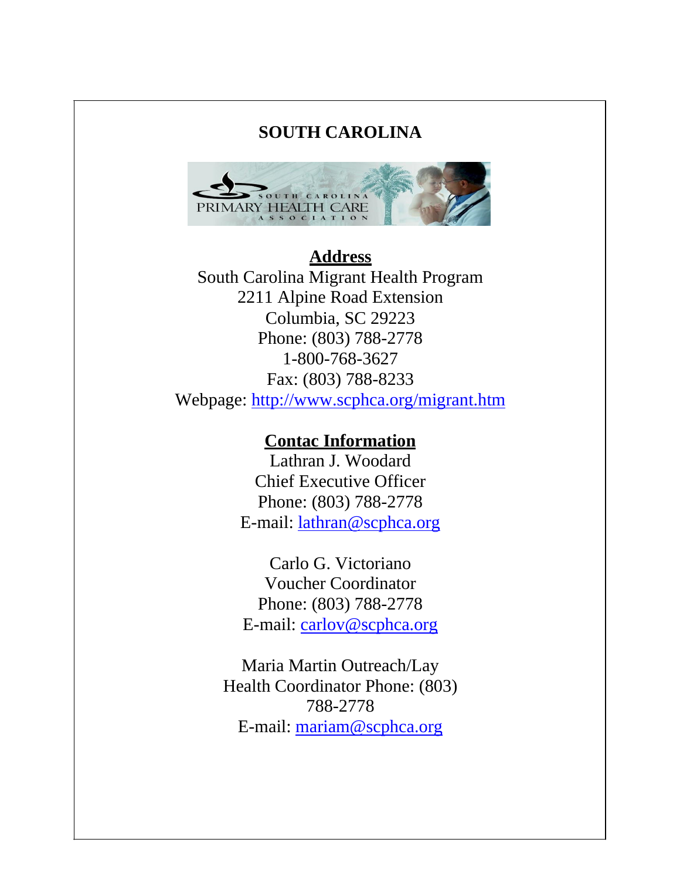# SOUTH CAROLINA

**Address**

South Carolina Migrant Health Program
2211 Alpine Road Extension
Columbia, SC 29223
Phone: (803) 788-2778
1-800-768-3627
Fax: (803) 788-8233
Webpage: http://www.scphca.org/migrant.htm

**Contac Information**

Lathran J. Woodard
Chief Executive Officer
Phone: (803) 788-2778
E-mail: lathran@scphca.org

Carlo G. Victoriano
Voucher Coordinator
Phone: (803) 788-2778
E-mail: carlov@scphca.org

Maria Martin Outreach/Lay
Health Coordinator Phone: (803)
788-2778
E-mail: mariam@scphca.org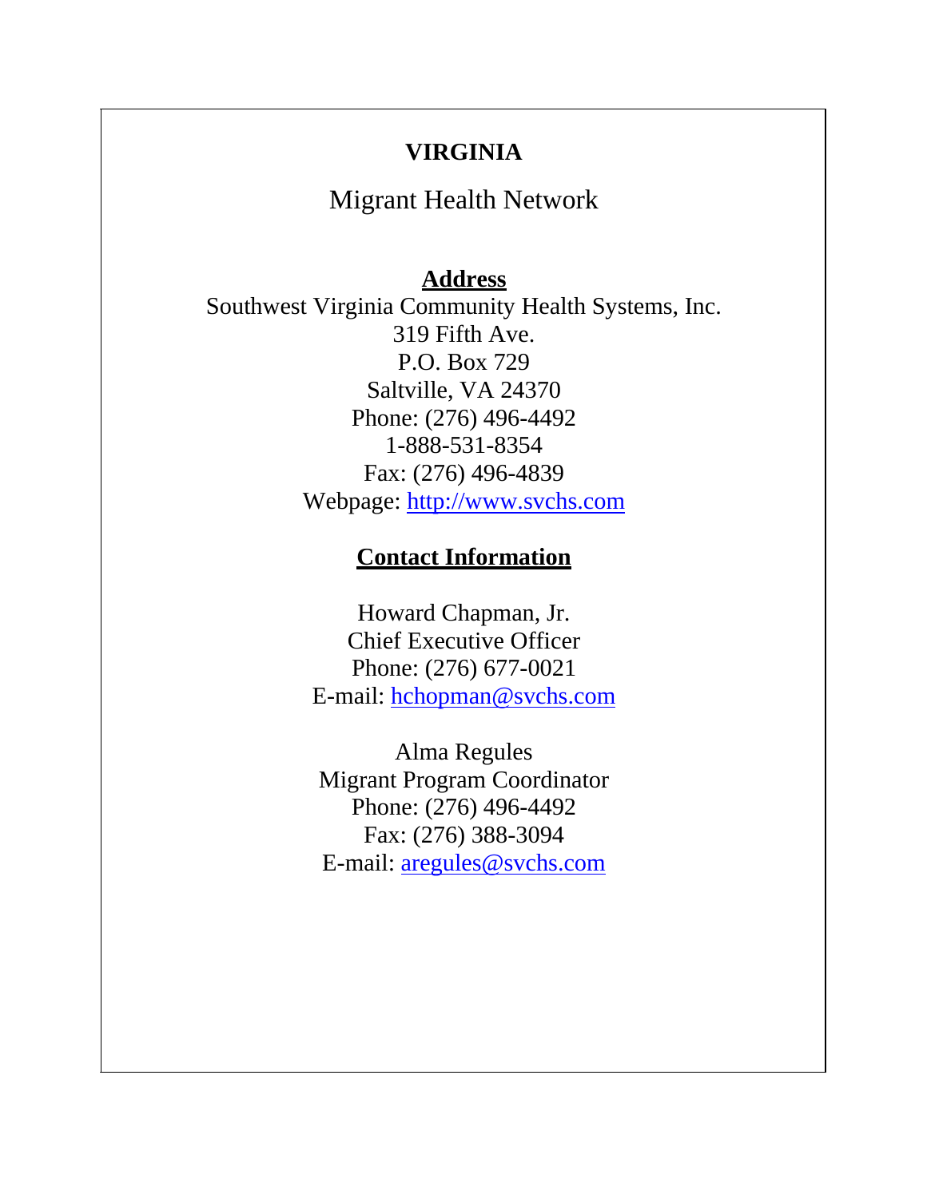# VIRGINIA

## Migrant Health Network

**Address**

Southwest Virginia Community Health Systems, Inc.
319 Fifth Ave.
P.O. Box 729
Saltville, VA 24370
Phone: (276) 496-4492
1-888-531-8354
Fax: (276) 496-4839
Webpage: http://www.svchs.com

**Contact Information**

Howard Chapman, Jr.
Chief Executive Officer
Phone: (276) 677-0021
E-mail: hchopman@svchs.com

Alma Regules
Migrant Program Coordinator
Phone: (276) 496-4492
Fax: (276) 388-3094
E-mail: aregules@svchs.com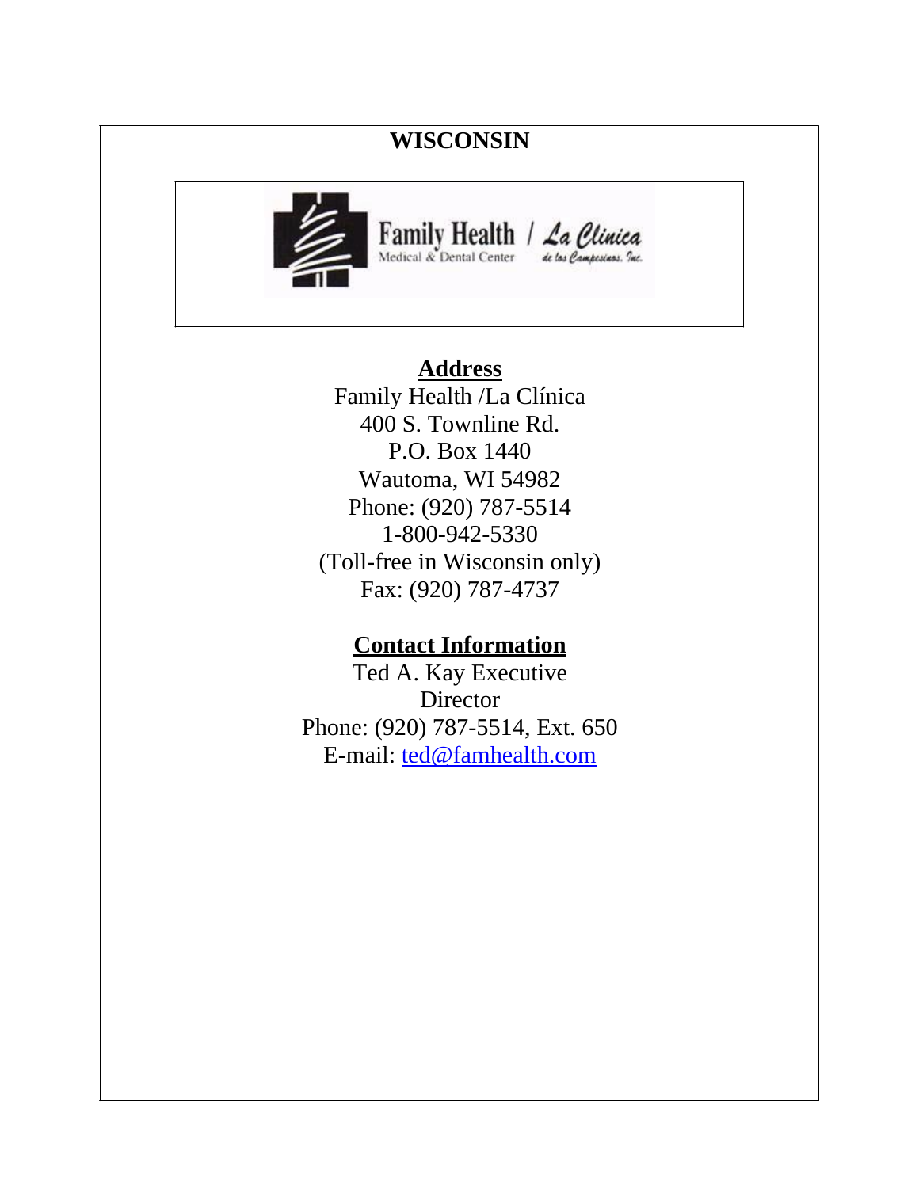# WISCONSIN

Family Health / La Clinica
Medical & Dental Center
de los Campesinos, Inc.

**Address**

Family Health /La Clínica
400 S. Townline Rd.
P.O. Box 1440
Wautoma, WI 54982
Phone: (920) 787-5514
1-800-942-5330
(Toll-free in Wisconsin only)
Fax: (920) 787-4737

**Contact Information**

Ted A. Kay Executive Director
Phone: (920) 787-5514, Ext. 650
E-mail: ted@famhealth.com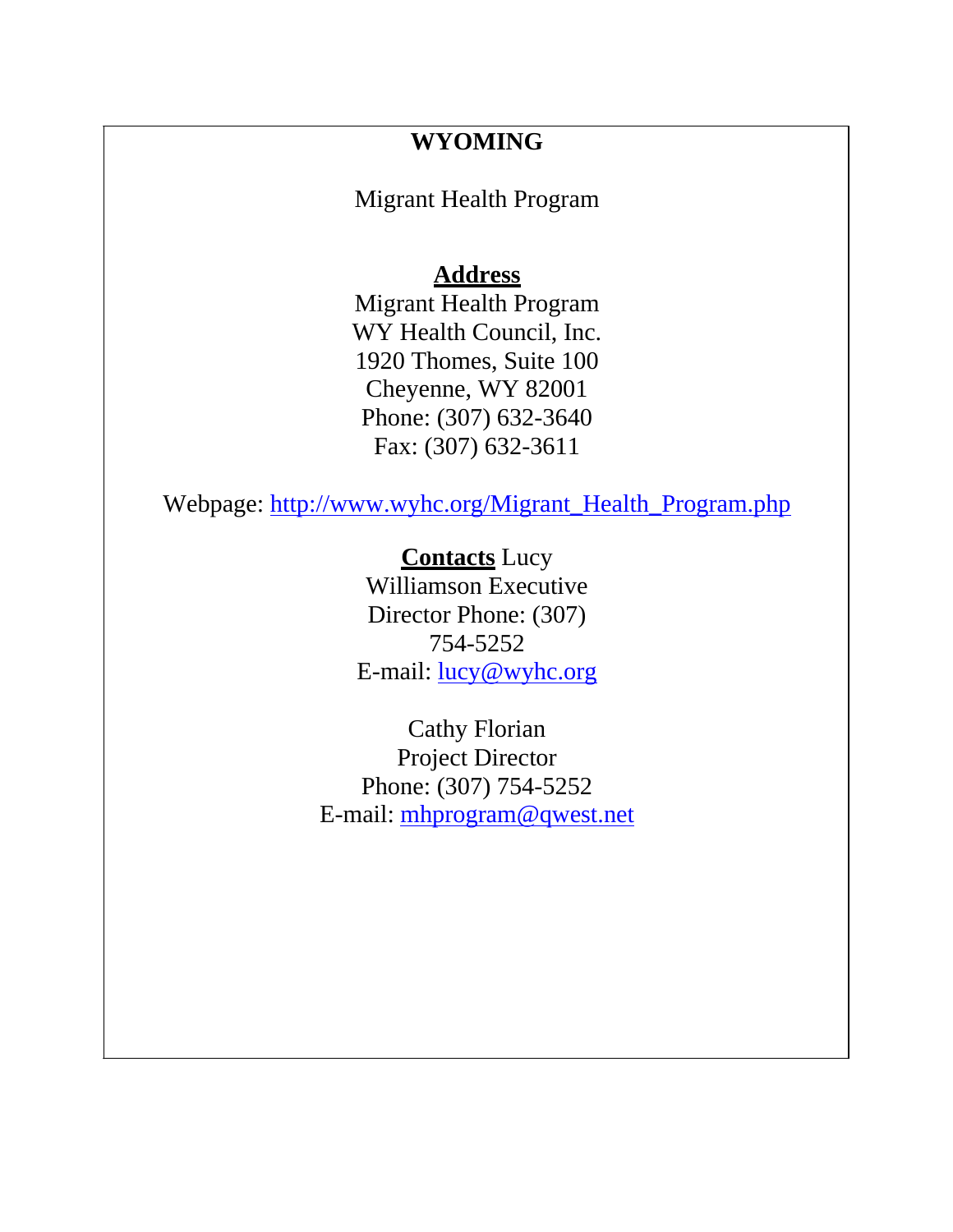# WYOMING

Migrant Health Program

**Address**

Migrant Health Program
WY Health Council, Inc.
1920 Thomes, Suite 100
Cheyenne, WY 82001
Phone: (307) 632-3640
Fax: (307) 632-3611

Webpage: http://www.wyhc.org/Migrant_Health_Program.php

**Contacts** Lucy
Williamson Executive
Director Phone: (307)
754-5252
E-mail: lucy@wyhc.org

Cathy Florian
Project Director
Phone: (307) 754-5252
E-mail: mhprogram@qwest.net